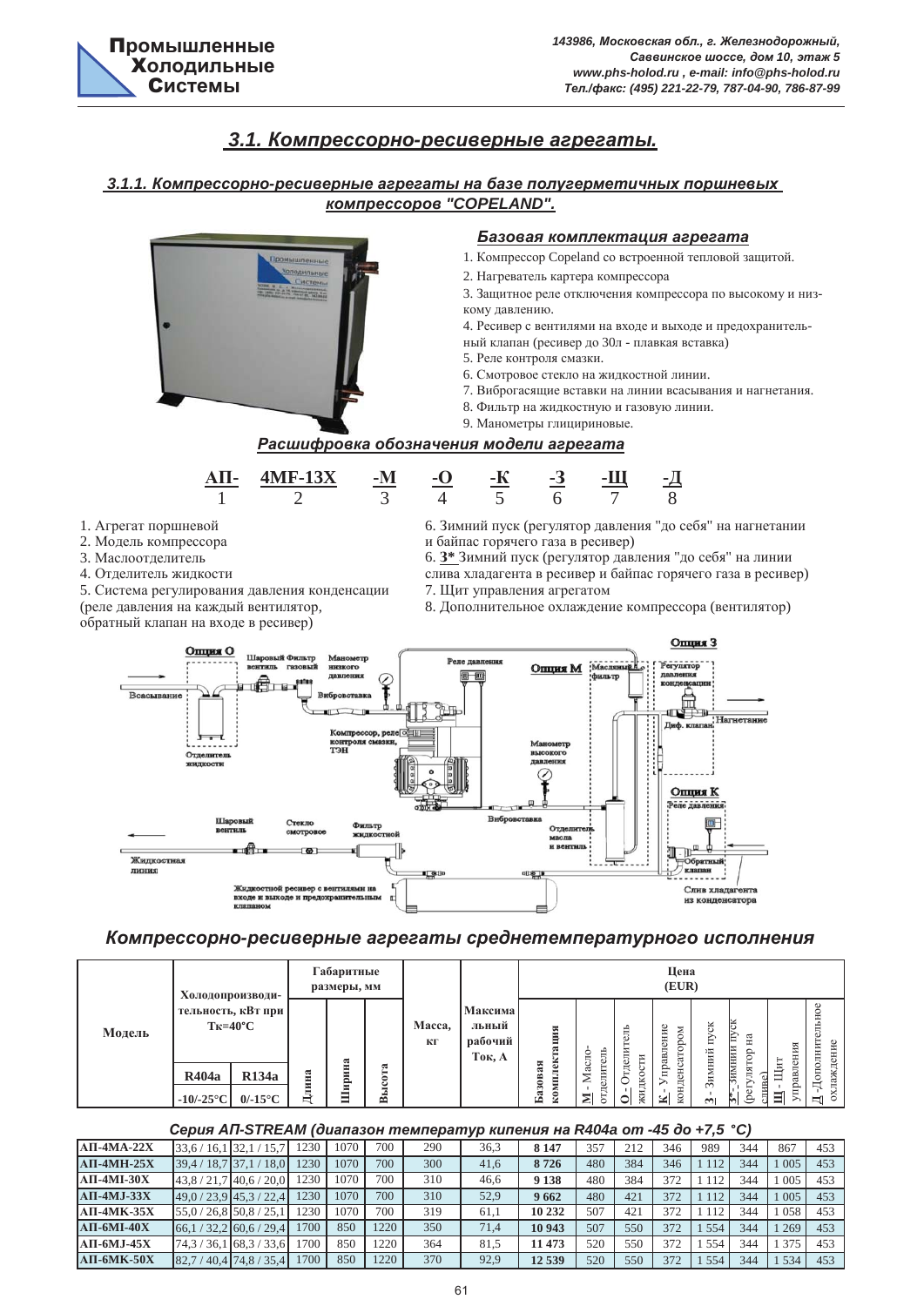# 3.1. Компрессорно-ресиверные агрегаты.

## 3.1.1. Компрессорно-ресиверные агрегаты на базе полугерметичных поршневых компрессоров "COPELAND".

### Базовая комплектация агрегата

1. Компрессор Copeland со встроенной тепловой защитой.
2. Нагреватель картера компрессора
3. Защитное реле отключения компрессора по высокому и низкому давлению.
4. Ресивер с вентилями на входе и выходе и предохранительный клапан (ресивер до 30л - плавкая вставка)
5. Реле контроля смазки.
6. Смотровое стекло на жидкостной линии.
7. Виброгасящие вставки на линии всасывания и нагнетания.
8. Фильтр на жидкостную и газовую линии.
9. Манометры глицириновые.

### Расшифровка обозначения модели агрегата

| АП- | 4MF-13X | -М | -О | -К | -З | -Щ | -Д |
|---|---|---|---|---|---|---|---|
| 1 | 2 | 3 | 4 | 5 | 6 | 7 | 8 |

1. Агрегат поршневой
2. Модель компрессора
3. Маслоотделитель
4. Отделитель жидкости
5. Система регулирования давления конденсации (реле давления на каждый вентилятор, обратный клапан на входе в ресивер)
6. Зимний пуск (регулятор давления "до себя" на нагнетании и байпас горячего газа в ресивер)
6. **3*** Зимний пуск (регулятор давления "до себя" на линии слива хладагента в ресивер и байпас горячего газа в ресивер)
7. Щит управления агрегатом
8. Дополнительное охлаждение компрессора (вентилятор)

Опция О, Всасывание, Шаровый вентиль, Фильтр газовый, Манометр низкого давления, Виброcтавка, Отделитель жидкости, Компрессор, реле контроля смазки, ТЭН, Реле давления, Опция М, Масляный фильтр, Манометр высокого давления, Опция З, Регулятор давления конденсации, Диф. клапан, Нагнетание, Опция К, Реле давления, Обратный клапан, Слив хладагента из конденсатора, Отделитель масла и вентиль, Вибровставка, Шаровый вентиль, Стекло смотровое, Фильтр жидкостной, Жидкостная линия, Жидкостной ресивер с вентилями на входе и выходе и предохранительным клапаном

## Компрессорно-ресиверные агрегаты среднетемпературного исполнения

| Модель | Холодопроизводительность, кВт при Тк=40°С | | Габаритные размеры, мм | | | Масса, кг | Максимальный рабочий Ток, А | Цена (EUR) | | | | | | | |
|---|---|---|---|---|---|---|---|---|---|---|---|---|---|---|---|
| | R404a | R134a | Длина | Ширина | Высота | | | Базовая комплектация | М - Масло-отделитель | О - Отделитель жидкости | К - Управление конденсатором | З - Зимний пуск | З* - Зимний пуск (регулятор на сливе) | Щ - Щит управления | Д - Дополнительное охлаждение |
| | -10/-25°С | 0/-15°С | | | | | | | | | | | | | |
| **Серия АП-STREAM (диапазон температур кипения на R404a от -45 до +7,5 °С)** | | | | | | | | | | | | | | | |
| **АП-4МА-22Х** | 33,6 / 16,1 | 32,1 / 15,7 | 1230 | 1070 | 700 | 290 | 36,3 | **8 147** | 357 | 212 | 346 | 989 | 344 | 867 | 453 |
| **АП-4МН-25Х** | 39,4 / 18,7 | 37,1 / 18,0 | 1230 | 1070 | 700 | 300 | 41,6 | **8 726** | 480 | 384 | 346 | 1 112 | 344 | 1 005 | 453 |
| **АП-4МI-30Х** | 43,8 / 21,7 | 40,6 / 20,0 | 1230 | 1070 | 700 | 310 | 46,6 | **9 138** | 480 | 384 | 372 | 1 112 | 344 | 1 005 | 453 |
| **АП-4МJ-33Х** | 49,0 / 23,9 | 45,3 / 22,4 | 1230 | 1070 | 700 | 310 | 52,9 | **9 662** | 480 | 421 | 372 | 1 112 | 344 | 1 005 | 453 |
| **АП-4МК-35Х** | 55,0 / 26,8 | 50,8 / 25,1 | 1230 | 1070 | 700 | 319 | 61,1 | **10 232** | 507 | 421 | 372 | 1 112 | 344 | 1 058 | 453 |
| **АП-6МI-40Х** | 66,1 / 32,2 | 60,6 / 29,4 | 1700 | 850 | 1220 | 350 | 71,4 | **10 943** | 507 | 550 | 372 | 1 554 | 344 | 1 269 | 453 |
| **АП-6МJ-45Х** | 74,3 / 36,1 | 68,3 / 33,6 | 1700 | 850 | 1220 | 364 | 81,5 | **11 473** | 520 | 550 | 372 | 1 554 | 344 | 1 375 | 453 |
| **АП-6МК-50Х** | 82,7 / 40,4 | 74,8 / 35,4 | 1700 | 850 | 1220 | 370 | 92,9 | **12 539** | 520 | 550 | 372 | 1 554 | 344 | 1 534 | 453 |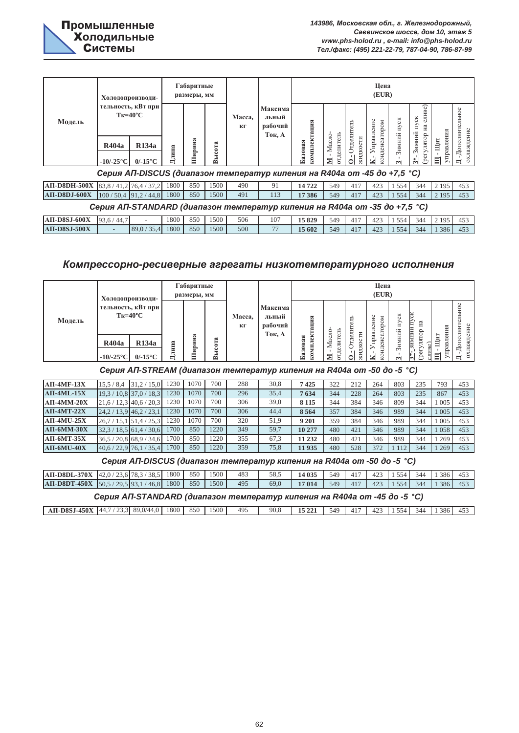| Модель | Холодопроизводительность, кВт при Тк=40°С | | Габаритные размеры, мм | | | Масса, кг | Максимальный рабочий Ток, А | Цена (EUR) | | | | | | | |
|---|---|---|---|---|---|---|---|---|---|---|---|---|---|---|---|
| | R404a -10/-25°C | R134a 0/-15°C | Длина | Ширина | Высота | | | Базовая комплектация | М - Масло-отделитель | О - Отделитель жидкости | К - Управление конденсатором | З - Зимний пуск | З* - Зимний пуск (регулятор на сливе) | Щ - Щит управления | Д - Дополнительное охлаждение |
| ***Серия АП-DISCUS (диапазон температур кипения на R404a от -45 до +7,5 °С)*** | | | | | | | | | | | | | | | |
| **АП-D8DH-500X** | 83,8 / 41,2 | 76,4 / 37,2 | 1800 | 850 | 1500 | 490 | 91 | **14 722** | 549 | 417 | 423 | 1 554 | 344 | 2 195 | 453 |
| **АП-D8DJ-600X** | 100 / 50,4 | 91,2 / 44,8 | 1800 | 850 | 1500 | 491 | 113 | **17 386** | 549 | 417 | 423 | 1 554 | 344 | 2 195 | 453 |
| ***Серия АП-STANDARD (диапазон температур кипения на R404a от -35 до +7,5 °С)*** | | | | | | | | | | | | | | | |
| **АП-D8SJ-600X** | 93,6 / 44,7 | - | 1800 | 850 | 1500 | 506 | 107 | **15 829** | 549 | 417 | 423 | 1 554 | 344 | 2 195 | 453 |
| **АП-D8SJ-500X** | - | 89,0 / 35,4 | 1800 | 850 | 1500 | 500 | 77 | **15 602** | 549 | 417 | 423 | 1 554 | 344 | 1 386 | 453 |

## *Компрессорно-ресиверные агрегаты низкотемпературного исполнения*

| Модель | Холодопроизводительность, кВт при Тк=40°С | | Габаритные размеры, мм | | | Масса, кг | Максимальный рабочий Ток, А | Цена (EUR) | | | | | | | |
|---|---|---|---|---|---|---|---|---|---|---|---|---|---|---|---|
| | R404a -10/-25°C | R134a 0/-15°C | Длина | Ширина | Высота | | | Базовая комплектация | М - Масло-отделитель | О - Отделитель жидкости | К - Управление конденсатором | З - Зимний пуск | З* - Зимний пуск (регулятор на сливе) | Щ - Щит управления | Д - Дополнительное охлаждение |
| ***Серия АП-STREAM (диапазон температур кипения на R404a от -50 до -5 °С)*** | | | | | | | | | | | | | | | |
| **АП-4MF-13X** | 15,5 / 8,4 | 31,2 / 15,0 | 1230 | 1070 | 700 | 288 | 30,8 | **7 425** | 322 | 212 | 264 | 803 | 235 | 793 | 453 |
| **АП-4ML-15X** | 19,3 / 10,8 | 37,0 / 18,3 | 1230 | 1070 | 700 | 296 | 35,4 | **7 634** | 344 | 228 | 264 | 803 | 235 | 867 | 453 |
| **АП-4MM-20X** | 21,6 / 12,3 | 40,6 / 20,3 | 1230 | 1070 | 700 | 306 | 39,0 | **8 115** | 344 | 384 | 346 | 809 | 344 | 1 005 | 453 |
| **АП-4MT-22X** | 24,2 / 13,9 | 46,2 / 23,1 | 1230 | 1070 | 700 | 306 | 44,4 | **8 564** | 357 | 384 | 346 | 989 | 344 | 1 005 | 453 |
| **АП-4MU-25X** | 26,7 / 15,1 | 51,4 / 25,3 | 1230 | 1070 | 700 | 320 | 51,9 | **9 201** | 359 | 384 | 346 | 989 | 344 | 1 005 | 453 |
| **АП-6MM-30X** | 32,3 / 18,5 | 61,4 / 30,6 | 1700 | 850 | 1220 | 349 | 59,7 | **10 277** | 480 | 421 | 346 | 989 | 344 | 1 058 | 453 |
| **АП-6MT-35X** | 36,5 / 20,8 | 68,9 / 34,6 | 1700 | 850 | 1220 | 355 | 67,3 | **11 232** | 480 | 421 | 346 | 989 | 344 | 1 269 | 453 |
| **АП-6MU-40X** | 40,6 / 22,9 | 76,1 / 35,4 | 1700 | 850 | 1220 | 359 | 75,8 | **11 935** | 480 | 528 | 372 | 1 112 | 344 | 1 269 | 453 |
| ***Серия АП-DISCUS (диапазон температур кипения на R404a от -50 до -5 °С)*** | | | | | | | | | | | | | | | |
| **АП-D8DL-370X** | 42,0 / 23,6 | 78,3 / 38,5 | 1800 | 850 | 1500 | 483 | 58,5 | **14 035** | 549 | 417 | 423 | 1 554 | 344 | 1 386 | 453 |
| **АП-D8DT-450X** | 50,5 / 29,5 | 93,1 / 46,8 | 1800 | 850 | 1500 | 495 | 69,0 | **17 014** | 549 | 417 | 423 | 1 554 | 344 | 1 386 | 453 |
| ***Серия АП-STANDARD (диапазон температур кипения на R404a от -45 до -5 °С)*** | | | | | | | | | | | | | | | |
| **АП-D8SJ-450X** | 44,7 / 23,3 | 89,0/44,0 | 1800 | 850 | 1500 | 495 | 90,8 | **15 221** | 549 | 417 | 423 | 1 554 | 344 | 1 386 | 453 |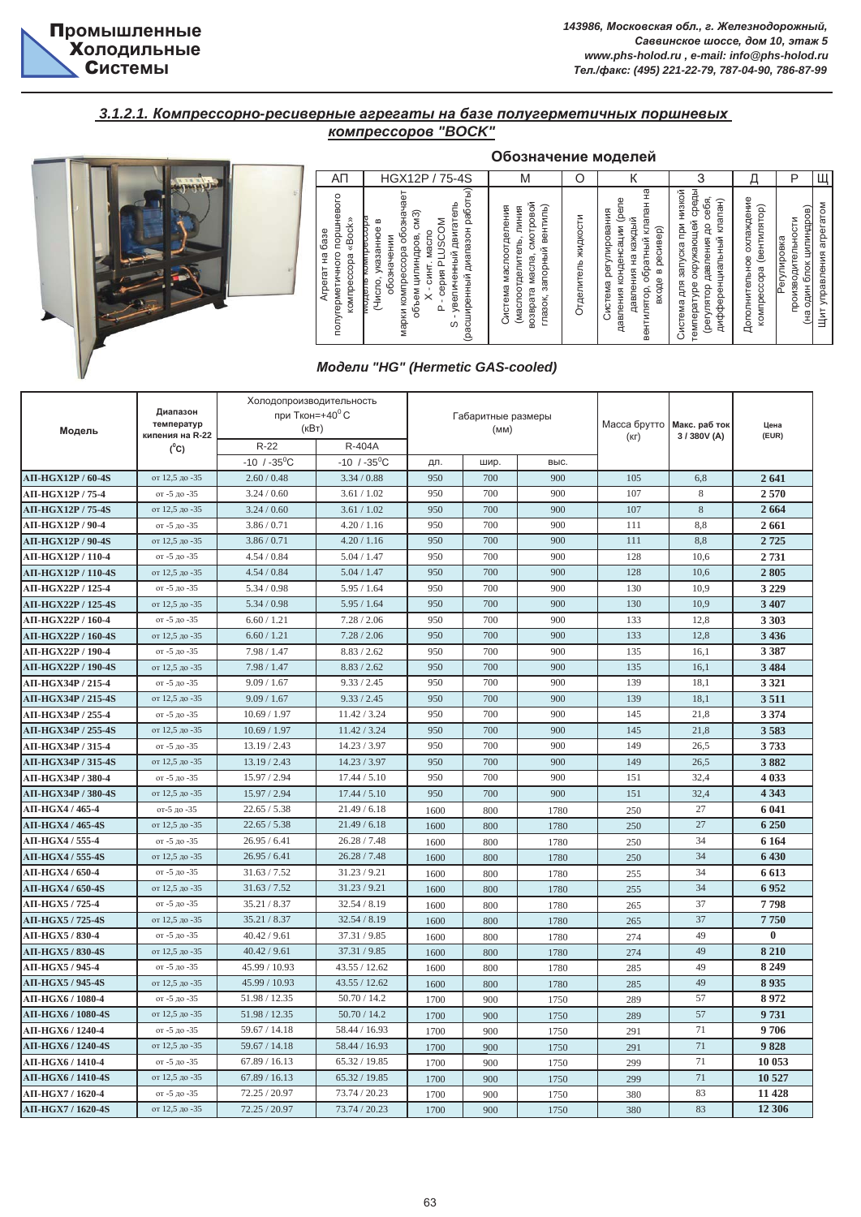## 3.1.2.1. Компрессорно-ресиверные агрегаты на базе полугерметичных поршневых компрессоров "BOCK"

### Обозначение моделей

| АП | HGX12P / 75-4S | М | О | К | З | Д | Р | Щ |
|---|---|---|---|---|---|---|---|---|
| Агрегат на базе полугерметичного поршневого компрессора «Bock» | Модель компрессора (Число, указанное в обозначении марки компрессора обозначает объем цилиндров, см3) X - синт. масло P - серия PLUSCOM S - увеличенный двигатель (расширенный диапазон работы) | Система маслоотделения (маслоотделитель, линия возврата масла, смотровой глазок, запорный вентиль) | Отделитель жидкости | Система регулирования давления конденсации (реле давления на каждый вентилятор, обратный клапан на входе в ресивер) | Система для запуска при низкой температуре окружающей среды (регулятор давления до себя, дифференциальный клапан) | Дополнительное охлаждение компрессора (вентилятор) | Регулировка производительности (на один блок цилиндров) | Щит управления агрегатом |

### Модели "HG" (Hermetic GAS-cooled)

| Модель | Диапазон температур кипения на R-22 (°C) | Холодопроизводительность при Ткон=+40°C (кВт) | | Габаритные размеры (мм) | | | Масса брутто (кг) | Макс. раб ток 3 / 380V (A) | Цена (EUR) |
|---|---|---|---|---|---|---|---|---|---|
| | | R-22 | R-404A | | | | | | |
| | | -10 / -35°C | -10 / -35°C | дл. | шир. | выс. | | | |
| **АП-HGX12P / 60-4S** | от 12,5 до -35 | 2.60 / 0.48 | 3.34 / 0.88 | 950 | 700 | 900 | 105 | 6,8 | **2 641** |
| **АП-HGX12P / 75-4** | от -5 до -35 | 3.24 / 0.60 | 3.61 / 1.02 | 950 | 700 | 900 | 107 | 8 | **2 570** |
| **АП-HGX12P / 75-4S** | от 12,5 до -35 | 3.24 / 0.60 | 3.61 / 1.02 | 950 | 700 | 900 | 107 | 8 | **2 664** |
| **АП-HGX12P / 90-4** | от -5 до -35 | 3.86 / 0.71 | 4.20 / 1.16 | 950 | 700 | 900 | 111 | 8,8 | **2 661** |
| **АП-HGX12P / 90-4S** | от 12,5 до -35 | 3.86 / 0.71 | 4.20 / 1.16 | 950 | 700 | 900 | 111 | 8,8 | **2 725** |
| **АП-HGX12P / 110-4** | от -5 до -35 | 4.54 / 0.84 | 5.04 / 1.47 | 950 | 700 | 900 | 128 | 10,6 | **2 731** |
| **АП-HGX12P / 110-4S** | от 12,5 до -35 | 4.54 / 0.84 | 5.04 / 1.47 | 950 | 700 | 900 | 128 | 10,6 | **2 805** |
| **АП-HGX22P / 125-4** | от -5 до -35 | 5.34 / 0.98 | 5.95 / 1.64 | 950 | 700 | 900 | 130 | 10,9 | **3 229** |
| **АП-HGX22P / 125-4S** | от 12,5 до -35 | 5.34 / 0.98 | 5.95 / 1.64 | 950 | 700 | 900 | 130 | 10,9 | **3 407** |
| **АП-HGX22P / 160-4** | от -5 до -35 | 6.60 / 1.21 | 7.28 / 2.06 | 950 | 700 | 900 | 133 | 12,8 | **3 303** |
| **АП-HGX22P / 160-4S** | от 12,5 до -35 | 6.60 / 1.21 | 7.28 / 2.06 | 950 | 700 | 900 | 133 | 12,8 | **3 436** |
| **АП-HGX22P / 190-4** | от -5 до -35 | 7.98 / 1.47 | 8.83 / 2.62 | 950 | 700 | 900 | 135 | 16,1 | **3 387** |
| **АП-HGX22P / 190-4S** | от 12,5 до -35 | 7.98 / 1.47 | 8.83 / 2.62 | 950 | 700 | 900 | 135 | 16,1 | **3 484** |
| **АП-HGX34P / 215-4** | от -5 до -35 | 9.09 / 1.67 | 9.33 / 2.45 | 950 | 700 | 900 | 139 | 18,1 | **3 321** |
| **АП-HGX34P / 215-4S** | от 12,5 до -35 | 9.09 / 1.67 | 9.33 / 2.45 | 950 | 700 | 900 | 139 | 18,1 | **3 511** |
| **АП-HGX34P / 255-4** | от -5 до -35 | 10.69 / 1.97 | 11.42 / 3.24 | 950 | 700 | 900 | 145 | 21,8 | **3 374** |
| **АП-HGX34P / 255-4S** | от 12,5 до -35 | 10.69 / 1.97 | 11.42 / 3.24 | 950 | 700 | 900 | 145 | 21,8 | **3 583** |
| **АП-HGX34P / 315-4** | от -5 до -35 | 13.19 / 2.43 | 14.23 / 3.97 | 950 | 700 | 900 | 149 | 26,5 | **3 733** |
| **АП-HGX34P / 315-4S** | от 12,5 до -35 | 13.19 / 2.43 | 14.23 / 3.97 | 950 | 700 | 900 | 149 | 26,5 | **3 882** |
| **АП-HGX34P / 380-4** | от -5 до -35 | 15.97 / 2.94 | 17.44 / 5.10 | 950 | 700 | 900 | 151 | 32,4 | **4 033** |
| **АП-HGX34P / 380-4S** | от 12,5 до -35 | 15.97 / 2.94 | 17.44 / 5.10 | 950 | 700 | 900 | 151 | 32,4 | **4 343** |
| **АП-HGX4 / 465-4** | от-5 до -35 | 22.65 / 5.38 | 21.49 / 6.18 | 1600 | 800 | 1780 | 250 | 27 | **6 041** |
| **АП-HGX4 / 465-4S** | от 12,5 до -35 | 22.65 / 5.38 | 21.49 / 6.18 | 1600 | 800 | 1780 | 250 | 27 | **6 250** |
| **АП-HGX4 / 555-4** | от -5 до -35 | 26.95 / 6.41 | 26.28 / 7.48 | 1600 | 800 | 1780 | 250 | 34 | **6 164** |
| **АП-HGX4 / 555-4S** | от 12,5 до -35 | 26.95 / 6.41 | 26.28 / 7.48 | 1600 | 800 | 1780 | 250 | 34 | **6 430** |
| **АП-HGX4 / 650-4** | от -5 до -35 | 31.63 / 7.52 | 31.23 / 9.21 | 1600 | 800 | 1780 | 255 | 34 | **6 613** |
| **АП-HGX4 / 650-4S** | от 12,5 до -35 | 31.63 / 7.52 | 31.23 / 9.21 | 1600 | 800 | 1780 | 255 | 34 | **6 952** |
| **АП-HGX5 / 725-4** | от -5 до -35 | 35.21 / 8.37 | 32.54 / 8.19 | 1600 | 800 | 1780 | 265 | 37 | **7 798** |
| **АП-HGX5 / 725-4S** | от 12,5 до -35 | 35.21 / 8.37 | 32.54 / 8.19 | 1600 | 800 | 1780 | 265 | 37 | **7 750** |
| **АП-HGX5 / 830-4** | от -5 до -35 | 40.42 / 9.61 | 37.31 / 9.85 | 1600 | 800 | 1780 | 274 | 49 | **0** |
| **АП-HGX5 / 830-4S** | от 12,5 до -35 | 40.42 / 9.61 | 37.31 / 9.85 | 1600 | 800 | 1780 | 274 | 49 | **8 210** |
| **АП-HGX5 / 945-4** | от -5 до -35 | 45.99 / 10.93 | 43.55 / 12.62 | 1600 | 800 | 1780 | 285 | 49 | **8 249** |
| **АП-HGX5 / 945-4S** | от 12,5 до -35 | 45.99 / 10.93 | 43.55 / 12.62 | 1600 | 800 | 1780 | 285 | 49 | **8 935** |
| **АП-HGX6 / 1080-4** | от -5 до -35 | 51.98 / 12.35 | 50.70 / 14.2 | 1700 | 900 | 1750 | 289 | 57 | **8 972** |
| **АП-HGX6 / 1080-4S** | от 12,5 до -35 | 51.98 / 12.35 | 50.70 / 14.2 | 1700 | 900 | 1750 | 289 | 57 | **9 731** |
| **АП-HGX6 / 1240-4** | от -5 до -35 | 59.67 / 14.18 | 58.44 / 16.93 | 1700 | 900 | 1750 | 291 | 71 | **9 706** |
| **АП-HGX6 / 1240-4S** | от 12,5 до -35 | 59.67 / 14.18 | 58.44 / 16.93 | 1700 | 900 | 1750 | 291 | 71 | **9 828** |
| **АП-HGX6 / 1410-4** | от -5 до -35 | 67.89 / 16.13 | 65.32 / 19.85 | 1700 | 900 | 1750 | 299 | 71 | **10 053** |
| **АП-HGX6 / 1410-4S** | от 12,5 до -35 | 67.89 / 16.13 | 65.32 / 19.85 | 1700 | 900 | 1750 | 299 | 71 | **10 527** |
| **АП-HGX7 / 1620-4** | от -5 до -35 | 72.25 / 20.97 | 73.74 / 20.23 | 1700 | 900 | 1750 | 380 | 83 | **11 428** |
| **АП-HGX7 / 1620-4S** | от 12,5 до -35 | 72.25 / 20.97 | 73.74 / 20.23 | 1700 | 900 | 1750 | 380 | 83 | **12 306** |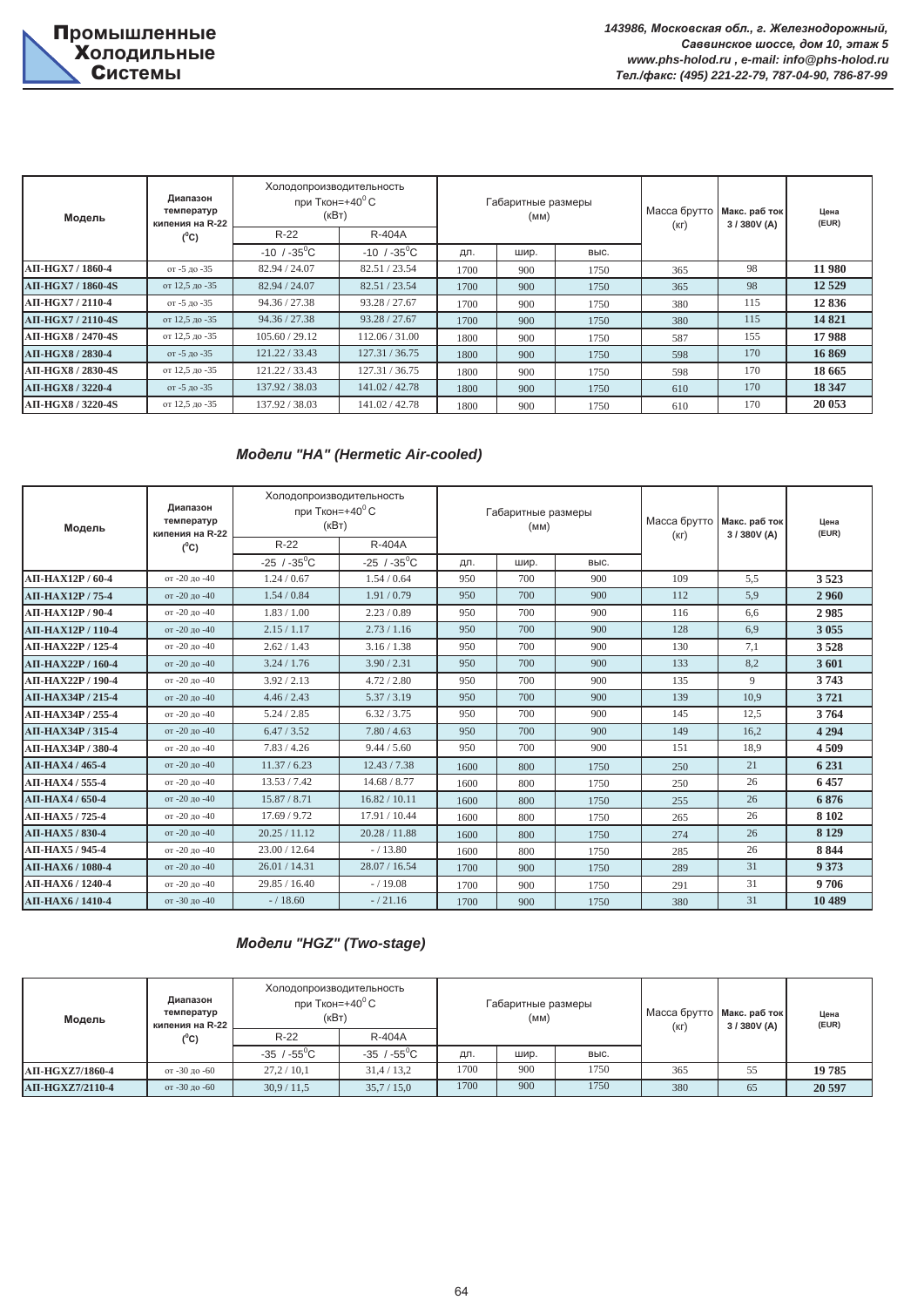| Модель | Диапазон температур кипения на R-22 (°C) | Холодопроизводительность при Ткон=+40°C (кВт) | | Габаритные размеры (мм) | | | Масса брутто (кг) | Макс. раб ток 3 / 380V (A) | Цена (EUR) |
|---|---|---|---|---|---|---|---|---|---|
| | | R-22 | R-404A | | | | | | |
| | | -10 / -35°C | -10 / -35°C | дл. | шир. | выс. | | | |
| АП-HGX7 / 1860-4 | от -5 до -35 | 82.94 / 24.07 | 82.51 / 23.54 | 1700 | 900 | 1750 | 365 | 98 | 11 980 |
| АП-HGX7 / 1860-4S | от 12,5 до -35 | 82.94 / 24.07 | 82.51 / 23.54 | 1700 | 900 | 1750 | 365 | 98 | 12 529 |
| АП-HGX7 / 2110-4 | от -5 до -35 | 94.36 / 27.38 | 93.28 / 27.67 | 1700 | 900 | 1750 | 380 | 115 | 12 836 |
| АП-HGX7 / 2110-4S | от 12,5 до -35 | 94.36 / 27.38 | 93.28 / 27.67 | 1700 | 900 | 1750 | 380 | 115 | 14 821 |
| АП-HGX8 / 2470-4S | от 12,5 до -35 | 105.60 / 29.12 | 112.06 / 31.00 | 1800 | 900 | 1750 | 587 | 155 | 17 988 |
| АП-HGX8 / 2830-4 | от -5 до -35 | 121.22 / 33.43 | 127.31 / 36.75 | 1800 | 900 | 1750 | 598 | 170 | 16 869 |
| АП-HGX8 / 2830-4S | от 12,5 до -35 | 121.22 / 33.43 | 127.31 / 36.75 | 1800 | 900 | 1750 | 598 | 170 | 18 665 |
| АП-HGX8 / 3220-4 | от -5 до -35 | 137.92 / 38.03 | 141.02 / 42.78 | 1800 | 900 | 1750 | 610 | 170 | 18 347 |
| АП-HGX8 / 3220-4S | от 12,5 до -35 | 137.92 / 38.03 | 141.02 / 42.78 | 1800 | 900 | 1750 | 610 | 170 | 20 053 |

## *Модели "HA" (Hermetic Air-cooled)*

| Модель | Диапазон температур кипения на R-22 (°C) | Холодопроизводительность при Ткон=+40°C (кВт) | | Габаритные размеры (мм) | | | Масса брутто (кг) | Макс. раб ток 3 / 380V (A) | Цена (EUR) |
|---|---|---|---|---|---|---|---|---|---|
| | | R-22 | R-404A | | | | | | |
| | | -25 / -35°C | -25 / -35°C | дл. | шир. | выс. | | | |
| АП-HAX12P / 60-4 | от -20 до -40 | 1.24 / 0.67 | 1.54 / 0.64 | 950 | 700 | 900 | 109 | 5,5 | 3 523 |
| АП-HAX12P / 75-4 | от -20 до -40 | 1.54 / 0.84 | 1.91 / 0.79 | 950 | 700 | 900 | 112 | 5,9 | 2 960 |
| АП-HAX12P / 90-4 | от -20 до -40 | 1.83 / 1.00 | 2.23 / 0.89 | 950 | 700 | 900 | 116 | 6,6 | 2 985 |
| АП-HAX12P / 110-4 | от -20 до -40 | 2.15 / 1.17 | 2.73 / 1.16 | 950 | 700 | 900 | 128 | 6,9 | 3 055 |
| АП-HAX22P / 125-4 | от -20 до -40 | 2.62 / 1.43 | 3.16 / 1.38 | 950 | 700 | 900 | 130 | 7,1 | 3 528 |
| АП-HAX22P / 160-4 | от -20 до -40 | 3.24 / 1.76 | 3.90 / 2.31 | 950 | 700 | 900 | 133 | 8,2 | 3 601 |
| АП-HAX22P / 190-4 | от -20 до -40 | 3.92 / 2.13 | 4.72 / 2.80 | 950 | 700 | 900 | 135 | 9 | 3 743 |
| АП-HAX34P / 215-4 | от -20 до -40 | 4.46 / 2.43 | 5.37 / 3.19 | 950 | 700 | 900 | 139 | 10,9 | 3 721 |
| АП-HAX34P / 255-4 | от -20 до -40 | 5.24 / 2.85 | 6.32 / 3.75 | 950 | 700 | 900 | 145 | 12,5 | 3 764 |
| АП-HAX34P / 315-4 | от -20 до -40 | 6.47 / 3.52 | 7.80 / 4.63 | 950 | 700 | 900 | 149 | 16,2 | 4 294 |
| АП-HAX34P / 380-4 | от -20 до -40 | 7.83 / 4.26 | 9.44 / 5.60 | 950 | 700 | 900 | 151 | 18,9 | 4 509 |
| АП-HAX4 / 465-4 | от -20 до -40 | 11.37 / 6.23 | 12.43 / 7.38 | 1600 | 800 | 1750 | 250 | 21 | 6 231 |
| АП-HAX4 / 555-4 | от -20 до -40 | 13.53 / 7.42 | 14.68 / 8.77 | 1600 | 800 | 1750 | 250 | 26 | 6 457 |
| АП-HAX4 / 650-4 | от -20 до -40 | 15.87 / 8.71 | 16.82 / 10.11 | 1600 | 800 | 1750 | 255 | 26 | 6 876 |
| АП-HAX5 / 725-4 | от -20 до -40 | 17.69 / 9.72 | 17.91 / 10.44 | 1600 | 800 | 1750 | 265 | 26 | 8 102 |
| АП-HAX5 / 830-4 | от -20 до -40 | 20.25 / 11.12 | 20.28 / 11.88 | 1600 | 800 | 1750 | 274 | 26 | 8 129 |
| АП-HAX5 / 945-4 | от -20 до -40 | 23.00 / 12.64 | - / 13.80 | 1600 | 800 | 1750 | 285 | 26 | 8 844 |
| АП-HAX6 / 1080-4 | от -20 до -40 | 26.01 / 14.31 | 28.07 / 16.54 | 1700 | 900 | 1750 | 289 | 31 | 9 373 |
| АП-HAX6 / 1240-4 | от -20 до -40 | 29.85 / 16.40 | - / 19.08 | 1700 | 900 | 1750 | 291 | 31 | 9 706 |
| АП-HAX6 / 1410-4 | от -30 до -40 | - / 18.60 | - / 21.16 | 1700 | 900 | 1750 | 380 | 31 | 10 489 |

## *Модели "HGZ" (Two-stage)*

| Модель | Диапазон температур кипения на R-22 (°C) | Холодопроизводительность при Ткон=+40°C (кВт) | | Габаритные размеры (мм) | | | Масса брутто (кг) | Макс. раб ток 3 / 380V (A) | Цена (EUR) |
|---|---|---|---|---|---|---|---|---|---|
| | | R-22 | R-404A | | | | | | |
| | | -35 / -55°C | -35 / -55°C | дл. | шир. | выс. | | | |
| АП-HGZX7/1860-4 | от -30 до -60 | 27,2 / 10,1 | 31,4 / 13,2 | 1700 | 900 | 1750 | 365 | 55 | 19 785 |
| АП-HGZX7/2110-4 | от -30 до -60 | 30,9 / 11,5 | 35,7 / 15,0 | 1700 | 900 | 1750 | 380 | 65 | 20 597 |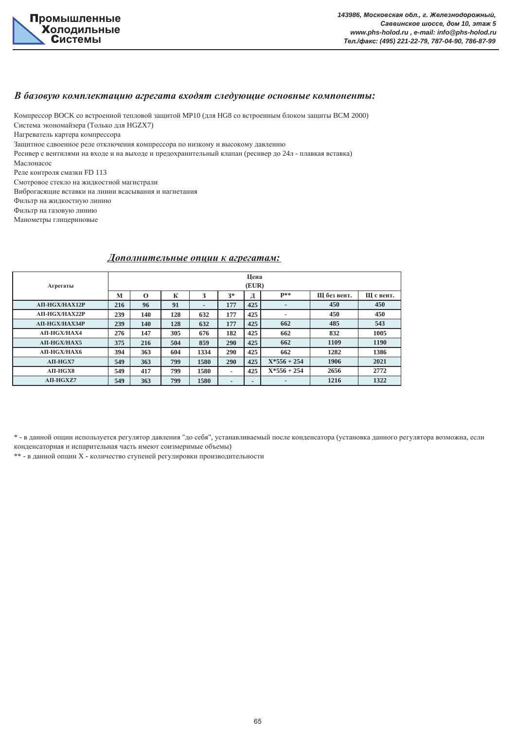## *В базовую комплектацию агрегата входят следующие основные компоненты:*

Компрессор BOCK со встроенной тепловой защитой MP10 (для HG8 со встроенным блоком защиты BCM 2000)
Система экономайзера (Только для HGZX7)
Нагреватель картера компрессора
Защитное сдвоенное реле отключения компрессора по низкому и высокому давлению
Ресивер с вентилями на входе и на выходе и предохранительный клапан (ресивер до 24л - плавкая вставка)
Маслонасос
Реле контроля смазки FD 113
Смотровое стекло на жидкостной магистрали
Виброгасящие вставки на линии всасывания и нагнетания
Фильтр на жидкостную линию
Фильтр на газовую линию
Манометры глицериновые

## *Дополнительные опции к агрегатам:*

| Агрегаты | Цена (EUR) | | | | | | | | |
|---|---|---|---|---|---|---|---|---|---|
| | М | О | К | З | З* | Д | Р** | Щ без вент. | Щ с вент. |
| АП-HGX/HAX12P | 216 | 96 | 91 | - | 177 | 425 | - | 450 | 450 |
| АП-HGX/HAX22P | 239 | 140 | 128 | 632 | 177 | 425 | - | 450 | 450 |
| АП-HGX/HAX34P | 239 | 140 | 128 | 632 | 177 | 425 | 662 | 485 | 543 |
| АП-HGX/HAX4 | 276 | 147 | 305 | 676 | 182 | 425 | 662 | 832 | 1005 |
| АП-HGX/HAX5 | 375 | 216 | 504 | 859 | 290 | 425 | 662 | 1109 | 1190 |
| АП-HGX/HAX6 | 394 | 363 | 604 | 1334 | 290 | 425 | 662 | 1282 | 1386 |
| АП-HGX7 | 549 | 363 | 799 | 1580 | 290 | 425 | X*556 + 254 | 1906 | 2021 |
| АП-HGX8 | 549 | 417 | 799 | 1580 | - | 425 | X*556 + 254 | 2656 | 2772 |
| АП-HGXZ7 | 549 | 363 | 799 | 1580 | - | - | - | 1216 | 1322 |

\* - в данной опции используется регулятор давления "до себя", устанавливаемый после конденсатора (установка данного регулятора возможна, если конденсаторная и испарительная часть имеют соизмеримые объемы)

\*\* - в данной опции X - количество ступеней регулировки производительности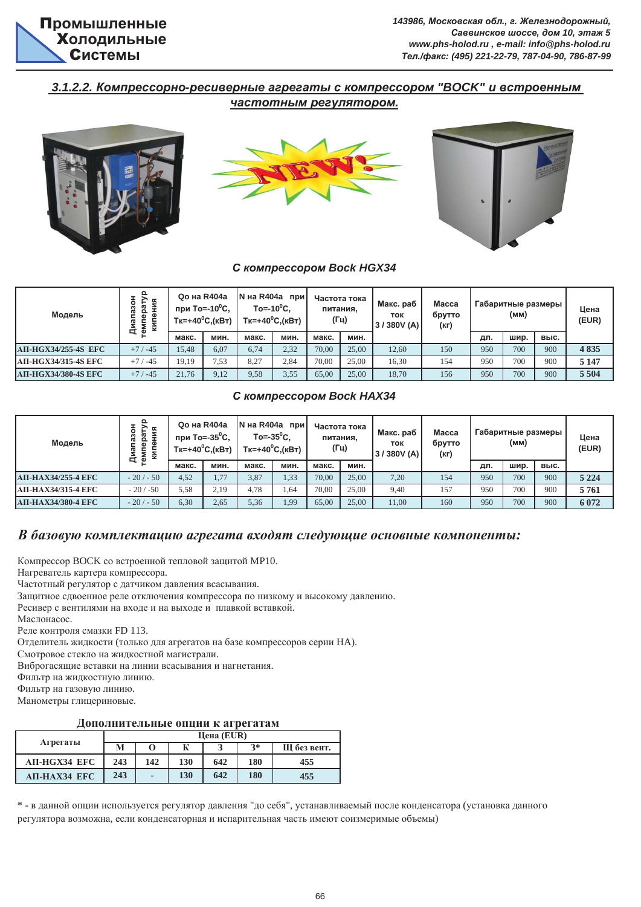### 3.1.2.2. Компрессорно-ресиверные агрегаты с компрессором "BOCK" и встроенным частотным регулятором.

**С компрессором Bock HGX34**

| Модель | Диапазон температур кипения | Qo на R404a при То=-10°С, Тк=+40°С,(кВт) | | N на R404a при То=-10°С, Тк=+40°С,(кВт) | | Частота тока питания, (Гц) | | Макс. раб ток 3 / 380V (А) | Масса брутто (кг) | Габаритные размеры (мм) | | | Цена (EUR) |
|---|---|---|---|---|---|---|---|---|---|---|---|---|---|
| | | макс. | мин. | макс. | мин. | макс. | мин. | | | дл. | шир. | выс. | |
| АП-HGX34/255-4S EFC | +7 / -45 | 15,48 | 6,07 | 6,74 | 2,32 | 70,00 | 25,00 | 12,60 | 150 | 950 | 700 | 900 | **4 835** |
| АП-HGX34/315-4S EFC | +7 / -45 | 19,19 | 7,53 | 8,27 | 2,84 | 70,00 | 25,00 | 16,30 | 154 | 950 | 700 | 900 | **5 147** |
| АП-HGX34/380-4S EFC | +7 / -45 | 21,76 | 9,12 | 9,58 | 3,55 | 65,00 | 25,00 | 18,70 | 156 | 950 | 700 | 900 | **5 504** |

**С компрессором Bock HAX34**

| Модель | Диапазон температур кипения | Qo на R404a при То=-35°С, Тк=+40°С,(кВт) | | N на R404a при То=-35°С, Тк=+40°С,(кВт) | | Частота тока питания, (Гц) | | Макс. раб ток 3 / 380V (А) | Масса брутто (кг) | Габаритные размеры (мм) | | | Цена (EUR) |
|---|---|---|---|---|---|---|---|---|---|---|---|---|---|
| | | макс. | мин. | макс. | мин. | макс. | мин. | | | дл. | шир. | выс. | |
| АП-HAX34/255-4 EFC | - 20 / - 50 | 4,52 | 1,77 | 3,87 | 1,33 | 70,00 | 25,00 | 7,20 | 154 | 950 | 700 | 900 | **5 224** |
| АП-HAX34/315-4 EFC | - 20 / -50 | 5,58 | 2,19 | 4,78 | 1,64 | 70,00 | 25,00 | 9,40 | 157 | 950 | 700 | 900 | **5 761** |
| АП-HAX34/380-4 EFC | - 20 / - 50 | 6,30 | 2,65 | 5,36 | 1,99 | 65,00 | 25,00 | 11,00 | 160 | 950 | 700 | 900 | **6 072** |

## *В базовую комплектацию агрегата входят следующие основные компоненты:*

Компрессор BOCK со встроенной тепловой защитой MP10.
Нагреватель картера компрессора.
Частотный регулятор с датчиком давления всасывания.
Защитное сдвоенное реле отключения компрессора по низкому и высокому давлению.
Ресивер с вентилями на входе и на выходе и плавкой вставкой.
Маслонасос.
Реле контроля смазки FD 113.
Отделитель жидкости (только для агрегатов на базе компрессоров серии НА).
Смотровое стекло на жидкостной магистрали.
Виброгасящие вставки на линии всасывания и нагнетания.
Фильтр на жидкостную линию.
Фильтр на газовую линию.
Манометры глицериновые.

**Дополнительные опции к агрегатам**

| Агрегаты | Цена (EUR) | | | | | |
|---|---|---|---|---|---|---|
| | М | О | К | З | З* | Щ без вент. |
| АП-HGX34 EFC | 243 | 142 | 130 | 642 | 180 | 455 |
| АП-HAX34 EFC | 243 | - | 130 | 642 | 180 | 455 |

\* - в данной опции используется регулятор давления "до себя", устанавливаемый после конденсатора (установка данного регулятора возможна, если конденсаторная и испарительная часть имеют соизмеримые объемы)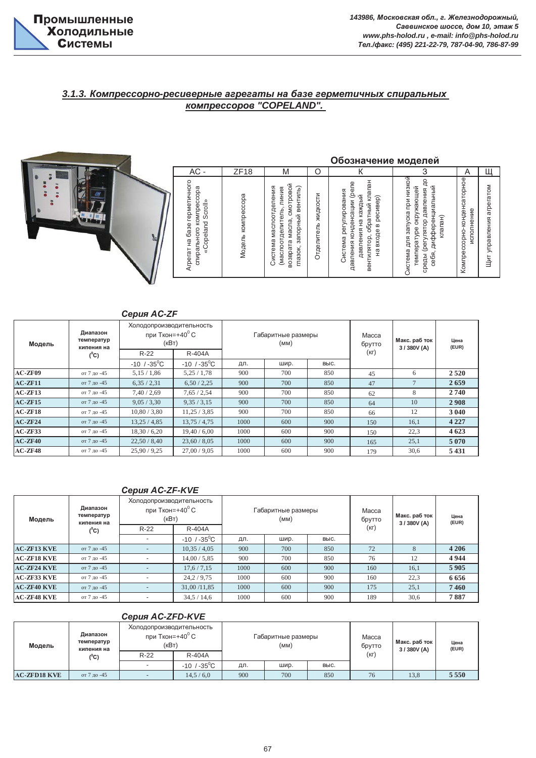### 3.1.3. Компрессорно-ресиверные агрегаты на базе герметичных спиральных компрессоров "COPELAND".

**Обозначение моделей**

| AC - | ZF18 | M | O | K | З | A | Щ |
|---|---|---|---|---|---|---|---|
| Агрегат на базе герметичного спирального компрессора «Copeland Scroll» | Модель компрессора | Система маслоотделения (маслоотделитель, линия возврата масла, смотровой глазок, запорный вентиль) | Отделитель жидкости | Система регулирования давления конденсации (реле давления на каждый вентилятор, обратный клапан на входе в ресивер) | Система для запуска при низкой температуре окружающей среды (регулятор давления до себя, дифференциальный клапан) | Компрессорно-конденсаторное исполнение | Щит управления агрегатом |

### Серия AC-ZF

| Модель | Диапазон температур кипения на (°C) | Холодопроизводительность при Ткон=+40° C (кВт) | | Габаритные размеры (мм) | | | Масса брутто (кг) | Макс. раб ток 3 / 380V (A) | Цена (EUR) |
|---|---|---|---|---|---|---|---|---|---|
| | | R-22 | R-404A | | | | | | |
| | | -10 / -35°C | -10 / -35°C | дл. | шир. | выс. | | | |
| AC-ZF09 | от 7 до -45 | 5,15 / 1,86 | 5,25 / 1,78 | 900 | 700 | 850 | 45 | 6 | 2 520 |
| AC-ZF11 | от 7 до -45 | 6,35 / 2,31 | 6,50 / 2,25 | 900 | 700 | 850 | 47 | 7 | 2 659 |
| AC-ZF13 | от 7 до -45 | 7,40 / 2,69 | 7,65 / 2,54 | 900 | 700 | 850 | 62 | 8 | 2 740 |
| AC-ZF15 | от 7 до -45 | 9,05 / 3,30 | 9,35 / 3,15 | 900 | 700 | 850 | 64 | 10 | 2 908 |
| AC-ZF18 | от 7 до -45 | 10,80 / 3,80 | 11,25 / 3,85 | 900 | 700 | 850 | 66 | 12 | 3 040 |
| AC-ZF24 | от 7 до -45 | 13,25 / 4,85 | 13,75 / 4,75 | 1000 | 600 | 900 | 150 | 16,1 | 4 227 |
| AC-ZF33 | от 7 до -45 | 18,30 / 6,20 | 19,40 / 6,00 | 1000 | 600 | 900 | 150 | 22,3 | 4 623 |
| AC-ZF40 | от 7 до -45 | 22,50 / 8,40 | 23,60 / 8,05 | 1000 | 600 | 900 | 165 | 25,1 | 5 070 |
| AC-ZF48 | от 7 до -45 | 25,90 / 9,25 | 27,00 / 9,05 | 1000 | 600 | 900 | 179 | 30,6 | 5 431 |

### Серия AC-ZF-KVE

| Модель | Диапазон температур кипения на (°C) | Холодопроизводительность при Ткон=+40° C (кВт) | | Габаритные размеры (мм) | | | Масса брутто (кг) | Макс. раб ток 3 / 380V (A) | Цена (EUR) |
|---|---|---|---|---|---|---|---|---|---|
| | | R-22 | R-404A | | | | | | |
| | | - | -10 / -35°C | дл. | шир. | выс. | | | |
| AC-ZF13 KVE | от 7 до -45 | - | 10,35 / 4,05 | 900 | 700 | 850 | 72 | 8 | 4 206 |
| AC-ZF18 KVE | от 7 до -45 | - | 14,00 / 5,85 | 900 | 700 | 850 | 76 | 12 | 4 944 |
| AC-ZF24 KVE | от 7 до -45 | - | 17,6 / 7,15 | 1000 | 600 | 900 | 160 | 16,1 | 5 905 |
| AC-ZF33 KVE | от 7 до -45 | - | 24,2 / 9,75 | 1000 | 600 | 900 | 160 | 22,3 | 6 656 |
| AC-ZF40 KVE | от 7 до -45 | - | 31,00 /11,85 | 1000 | 600 | 900 | 175 | 25,1 | 7 460 |
| AC-ZF48 KVE | от 7 до -45 | - | 34,5 / 14,6 | 1000 | 600 | 900 | 189 | 30,6 | 7 887 |

### Серия AC-ZFD-KVE

| Модель | Диапазон температур кипения на (°C) | Холодопроизводительность при Ткон=+40° C (кВт) | | Габаритные размеры (мм) | | | Масса брутто (кг) | Макс. раб ток 3 / 380V (A) | Цена (EUR) |
|---|---|---|---|---|---|---|---|---|---|
| | | R-22 | R-404A | | | | | | |
| | | - | -10 / -35°C | дл. | шир. | выс. | | | |
| AC-ZFD18 KVE | от 7 до -45 | - | 14,5 / 6,0 | 900 | 700 | 850 | 76 | 13,8 | 5 550 |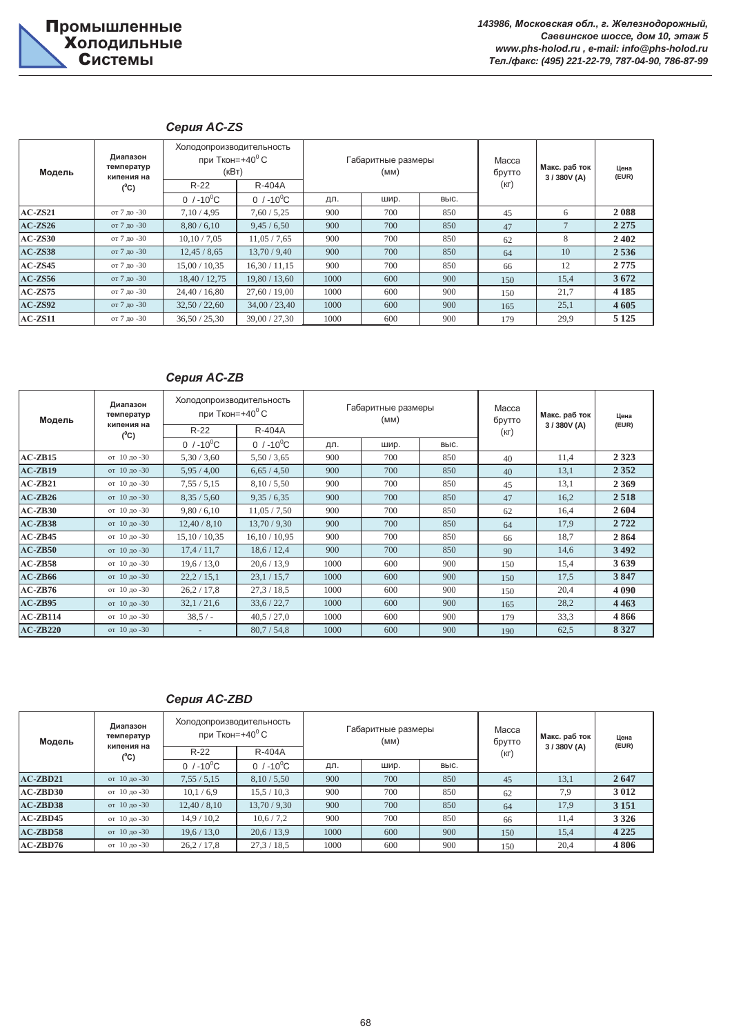Промышленные Холодильные Системы

143986, Московская обл., г. Железнодорожный, Саввинское шоссе, дом 10, этаж 5
www.phs-holod.ru , e-mail: info@phs-holod.ru
Тел./факс: (495) 221-22-79, 787-04-90, 786-87-99

### Серия AC-ZS

| Модель | Диапазон температур кипения на (°C) | Холодопроизводительность при Ткон=+40° C (кВт) | | Габаритные размеры (мм) | | | Масса брутто (кг) | Макс. раб ток 3 / 380V (A) | Цена (EUR) |
|---|---|---|---|---|---|---|---|---|---|
| | | R-22 | R-404A | | | | | | |
| | | 0 / -10°C | 0 / -10°C | дл. | шир. | выс. | | | |
| **AC-ZS21** | от 7 до -30 | 7,10 / 4,95 | 7,60 / 5,25 | 900 | 700 | 850 | 45 | 6 | **2 088** |
| **AC-ZS26** | от 7 до -30 | 8,80 / 6,10 | 9,45 / 6,50 | 900 | 700 | 850 | 47 | 7 | **2 275** |
| **AC-ZS30** | от 7 до -30 | 10,10 / 7,05 | 11,05 / 7,65 | 900 | 700 | 850 | 62 | 8 | **2 402** |
| **AC-ZS38** | от 7 до -30 | 12,45 / 8,65 | 13,70 / 9,40 | 900 | 700 | 850 | 64 | 10 | **2 536** |
| **AC-ZS45** | от 7 до -30 | 15,00 / 10,35 | 16,30 / 11,15 | 900 | 700 | 850 | 66 | 12 | **2 775** |
| **AC-ZS56** | от 7 до -30 | 18,40 / 12,75 | 19,80 / 13,60 | 1000 | 600 | 900 | 150 | 15,4 | **3 672** |
| **AC-ZS75** | от 7 до -30 | 24,40 / 16,80 | 27,60 / 19,00 | 1000 | 600 | 900 | 150 | 21,7 | **4 185** |
| **AC-ZS92** | от 7 до -30 | 32,50 / 22,60 | 34,00 / 23,40 | 1000 | 600 | 900 | 165 | 25,1 | **4 605** |
| **AC-ZS11** | от 7 до -30 | 36,50 / 25,30 | 39,00 / 27,30 | 1000 | 600 | 900 | 179 | 29,9 | **5 125** |

### Серия AC-ZB

| Модель | Диапазон температур кипения на (°C) | Холодопроизводительность при Ткон=+40° C | | Габаритные размеры (мм) | | | Масса брутто (кг) | Макс. раб ток 3 / 380V (A) | Цена (EUR) |
|---|---|---|---|---|---|---|---|---|---|
| | | R-22 | R-404A | | | | | | |
| | | 0 / -10°C | 0 / -10°C | дл. | шир. | выс. | | | |
| **AC-ZB15** | от 10 до -30 | 5,30 / 3,60 | 5,50 / 3,65 | 900 | 700 | 850 | 40 | 11,4 | **2 323** |
| **AC-ZB19** | от 10 до -30 | 5,95 / 4,00 | 6,65 / 4,50 | 900 | 700 | 850 | 40 | 13,1 | **2 352** |
| **AC-ZB21** | от 10 до -30 | 7,55 / 5,15 | 8,10 / 5,50 | 900 | 700 | 850 | 45 | 13,1 | **2 369** |
| **AC-ZB26** | от 10 до -30 | 8,35 / 5,60 | 9,35 / 6,35 | 900 | 700 | 850 | 47 | 16,2 | **2 518** |
| **AC-ZB30** | от 10 до -30 | 9,80 / 6,10 | 11,05 / 7,50 | 900 | 700 | 850 | 62 | 16,4 | **2 604** |
| **AC-ZB38** | от 10 до -30 | 12,40 / 8,10 | 13,70 / 9,30 | 900 | 700 | 850 | 64 | 17,9 | **2 722** |
| **AC-ZB45** | от 10 до -30 | 15,10 / 10,35 | 16,10 / 10,95 | 900 | 700 | 850 | 66 | 18,7 | **2 864** |
| **AC-ZB50** | от 10 до -30 | 17,4 / 11,7 | 18,6 / 12,4 | 900 | 700 | 850 | 90 | 14,6 | **3 492** |
| **AC-ZB58** | от 10 до -30 | 19,6 / 13,0 | 20,6 / 13,9 | 1000 | 600 | 900 | 150 | 15,4 | **3 639** |
| **AC-ZB66** | от 10 до -30 | 22,2 / 15,1 | 23,1 / 15,7 | 1000 | 600 | 900 | 150 | 17,5 | **3 847** |
| **AC-ZB76** | от 10 до -30 | 26,2 / 17,8 | 27,3 / 18,5 | 1000 | 600 | 900 | 150 | 20,4 | **4 090** |
| **AC-ZB95** | от 10 до -30 | 32,1 / 21,6 | 33,6 / 22,7 | 1000 | 600 | 900 | 165 | 28,2 | **4 463** |
| **AC-ZB114** | от 10 до -30 | 38,5 / - | 40,5 / 27,0 | 1000 | 600 | 900 | 179 | 33,3 | **4 866** |
| **AC-ZB220** | от 10 до -30 | - | 80,7 / 54,8 | 1000 | 600 | 900 | 190 | 62,5 | **8 327** |

### Серия AC-ZBD

| Модель | Диапазон температур кипения на (°C) | Холодопроизводительность при Ткон=+40° C | | Габаритные размеры (мм) | | | Масса брутто (кг) | Макс. раб ток 3 / 380V (A) | Цена (EUR) |
|---|---|---|---|---|---|---|---|---|---|
| | | R-22 | R-404A | | | | | | |
| | | 0 / -10°C | 0 / -10°C | дл. | шир. | выс. | | | |
| **AC-ZBD21** | от 10 до -30 | 7,55 / 5,15 | 8,10 / 5,50 | 900 | 700 | 850 | 45 | 13,1 | **2 647** |
| **AC-ZBD30** | от 10 до -30 | 10,1 / 6,9 | 15,5 / 10,3 | 900 | 700 | 850 | 62 | 7,9 | **3 012** |
| **AC-ZBD38** | от 10 до -30 | 12,40 / 8,10 | 13,70 / 9,30 | 900 | 700 | 850 | 64 | 17,9 | **3 151** |
| **AC-ZBD45** | от 10 до -30 | 14,9 / 10,2 | 10,6 / 7,2 | 900 | 700 | 850 | 66 | 11,4 | **3 326** |
| **AC-ZBD58** | от 10 до -30 | 19,6 / 13,0 | 20,6 / 13,9 | 1000 | 600 | 900 | 150 | 15,4 | **4 225** |
| **AC-ZBD76** | от 10 до -30 | 26,2 / 17,8 | 27,3 / 18,5 | 1000 | 600 | 900 | 150 | 20,4 | **4 806** |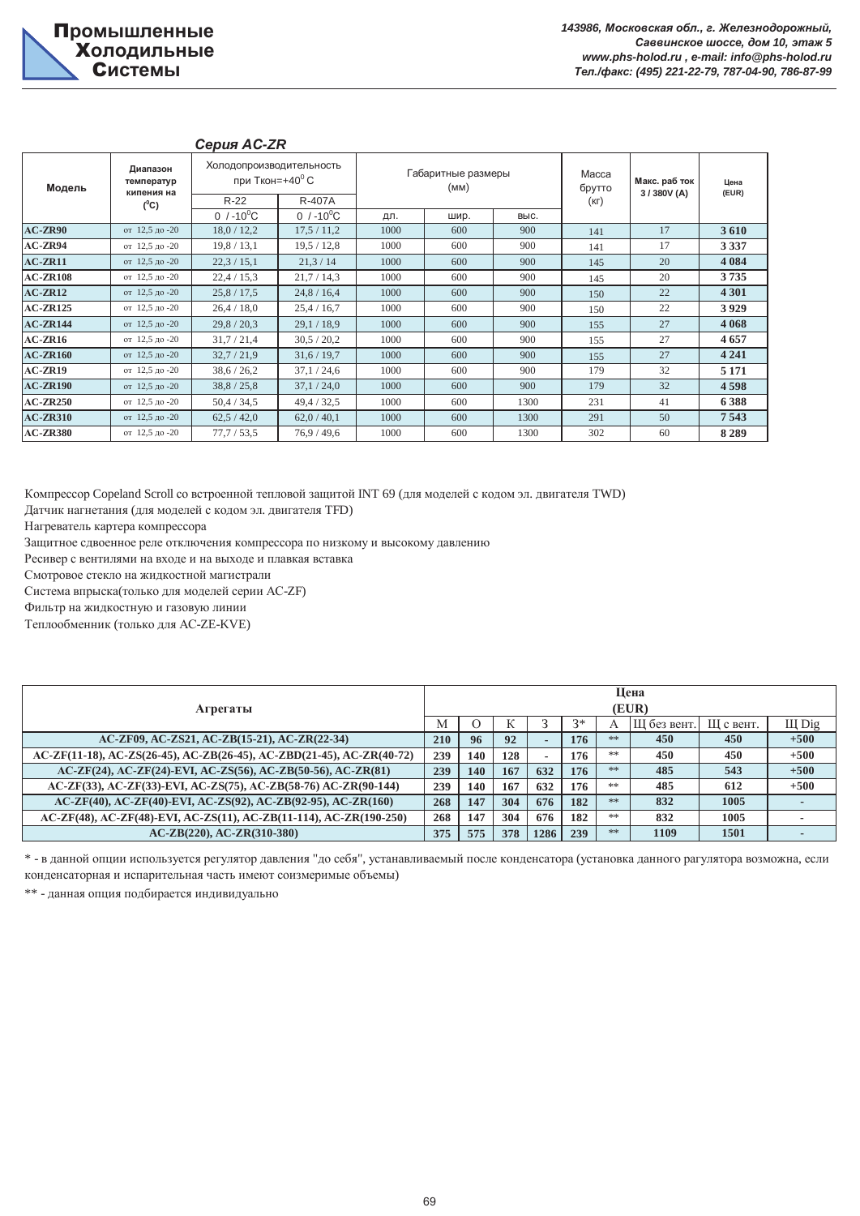### Серия AC-ZR

| Модель | Диапазон температур кипения на ($^0$C) | Холодопроизводительность при Ткон=+40$^0$ C | | Габаритные размеры (мм) | | | Масса брутто (кг) | Макс. раб ток 3 / 380V (A) | Цена (EUR) |
|---|---|---|---|---|---|---|---|---|---|
| | | R-22 | R-407A | | | | | | |
| | | 0 / -10$^0$C | 0 / -10$^0$C | дл. | шир. | выс. | | | |
| **AC-ZR90** | от 12,5 до -20 | 18,0 / 12,2 | 17,5 / 11,2 | 1000 | 600 | 900 | 141 | 17 | **3 610** |
| **AC-ZR94** | от 12,5 до -20 | 19,8 / 13,1 | 19,5 / 12,8 | 1000 | 600 | 900 | 141 | 17 | **3 337** |
| **AC-ZR11** | от 12,5 до -20 | 22,3 / 15,1 | 21,3 / 14 | 1000 | 600 | 900 | 145 | 20 | **4 084** |
| **AC-ZR108** | от 12,5 до -20 | 22,4 / 15,3 | 21,7 / 14,3 | 1000 | 600 | 900 | 145 | 20 | **3 735** |
| **AC-ZR12** | от 12,5 до -20 | 25,8 / 17,5 | 24,8 / 16,4 | 1000 | 600 | 900 | 150 | 22 | **4 301** |
| **AC-ZR125** | от 12,5 до -20 | 26,4 / 18,0 | 25,4 / 16,7 | 1000 | 600 | 900 | 150 | 22 | **3 929** |
| **AC-ZR144** | от 12,5 до -20 | 29,8 / 20,3 | 29,1 / 18,9 | 1000 | 600 | 900 | 155 | 27 | **4 068** |
| **AC-ZR16** | от 12,5 до -20 | 31,7 / 21,4 | 30,5 / 20,2 | 1000 | 600 | 900 | 155 | 27 | **4 657** |
| **AC-ZR160** | от 12,5 до -20 | 32,7 / 21,9 | 31,6 / 19,7 | 1000 | 600 | 900 | 155 | 27 | **4 241** |
| **AC-ZR19** | от 12,5 до -20 | 38,6 / 26,2 | 37,1 / 24,6 | 1000 | 600 | 900 | 179 | 32 | **5 171** |
| **AC-ZR190** | от 12,5 до -20 | 38,8 / 25,8 | 37,1 / 24,0 | 1000 | 600 | 900 | 179 | 32 | **4 598** |
| **AC-ZR250** | от 12,5 до -20 | 50,4 / 34,5 | 49,4 / 32,5 | 1000 | 600 | 1300 | 231 | 41 | **6 388** |
| **AC-ZR310** | от 12,5 до -20 | 62,5 / 42,0 | 62,0 / 40,1 | 1000 | 600 | 1300 | 291 | 50 | **7 543** |
| **AC-ZR380** | от 12,5 до -20 | 77,7 / 53,5 | 76,9 / 49,6 | 1000 | 600 | 1300 | 302 | 60 | **8 289** |

Компрессор Copeland Scroll со встроенной тепловой защитой INT 69 (для моделей с кодом эл. двигателя TWD)
Датчик нагнетания (для моделей с кодом эл. двигателя TFD)
Нагреватель картера компрессора
Защитное сдвоенное реле отключения компрессора по низкому и высокому давлению
Ресивер с вентилями на входе и на выходе и плавкая вставка
Смотровое стекло на жидкостной магистрали
Система впрыска(только для моделей серии AC-ZF)
Фильтр на жидкостную и газовую линии
Теплообменник (только для AC-ZE-KVE)

| Агрегаты | Цена (EUR) | | | | | | | | |
|---|---|---|---|---|---|---|---|---|---|
| | М | О | К | З | З* | А | Щ без вент. | Щ с вент. | Щ Dig |
| **AC-ZF09, AC-ZS21, AC-ZB(15-21), AC-ZR(22-34)** | **210** | **96** | **92** | - | **176** | ** | **450** | **450** | **+500** |
| **AC-ZF(11-18), AC-ZS(26-45), AC-ZB(26-45), AC-ZBD(21-45), AC-ZR(40-72)** | **239** | **140** | **128** | - | **176** | ** | **450** | **450** | **+500** |
| **AC-ZF(24), AC-ZF(24)-EVI, AC-ZS(56), AC-ZB(50-56), AC-ZR(81)** | **239** | **140** | **167** | **632** | **176** | ** | **485** | **543** | **+500** |
| **AC-ZF(33), AC-ZF(33)-EVI, AC-ZS(75), AC-ZB(58-76) AC-ZR(90-144)** | **239** | **140** | **167** | **632** | **176** | ** | **485** | **612** | **+500** |
| **AC-ZF(40), AC-ZF(40)-EVI, AC-ZS(92), AC-ZB(92-95), AC-ZR(160)** | **268** | **147** | **304** | **676** | **182** | ** | **832** | **1005** | - |
| **AC-ZF(48), AC-ZF(48)-EVI, AC-ZS(11), AC-ZB(11-114), AC-ZR(190-250)** | **268** | **147** | **304** | **676** | **182** | ** | **832** | **1005** | - |
| **AC-ZB(220), AC-ZR(310-380)** | **375** | **575** | **378** | **1286** | **239** | ** | **1109** | **1501** | - |

\* - в данной опции используется регулятор давления "до себя", устанавливаемый после конденсатора (установка данного рагулятора возможна, если конденсаторная и испарительная часть имеют соизмеримые объемы)

** - данная опция подбирается индивидуально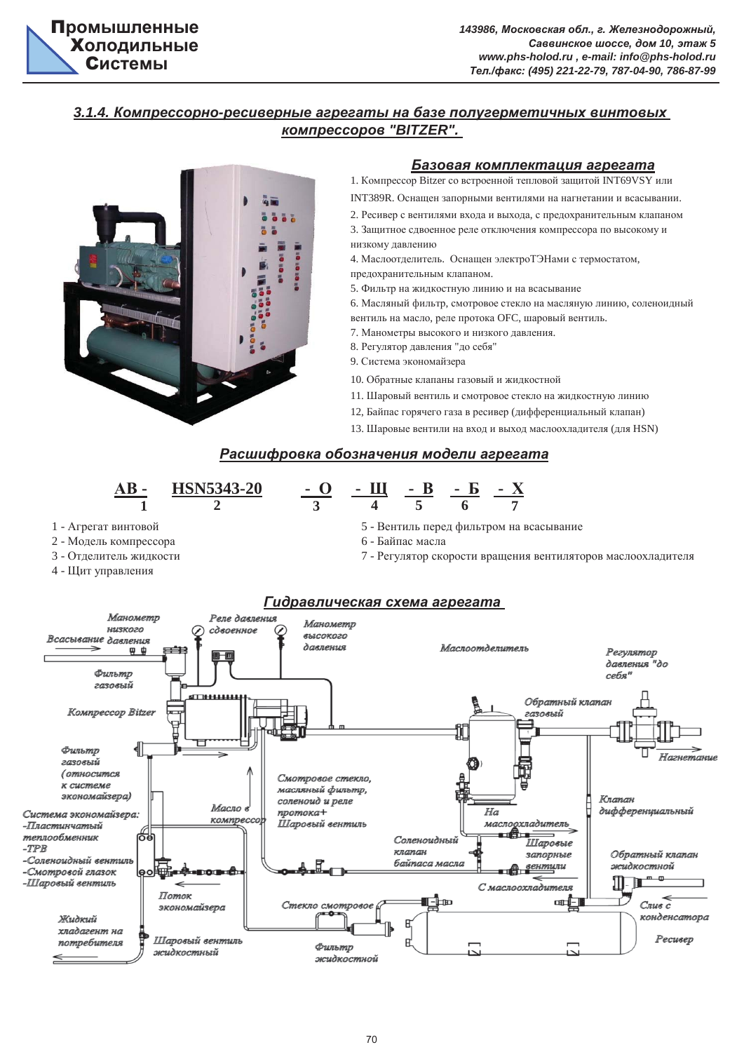### 3.1.4. Компрессорно-ресиверные агрегаты на базе полугерметичных винтовых компрессоров "BITZER".

#### Базовая комплектация агрегата

1. Компрессор Bitzer со встроенной тепловой защитой INT69VSY или INT389R. Оснащен запорными вентилями на нагнетании и всасывании.
2. Ресивер с вентилями входа и выхода, с предохранительным клапаном
3. Защитное сдвоенное реле отключения компрессора по высокому и низкому давлению
4. Маслоотделитель. Оснащен электроТЭНами с термостатом, предохранительным клапаном.
5. Фильтр на жидкостную линию и на всасывание
6. Масляный фильтр, смотровое стекло на масляную линию, соленоидный вентиль на масло, реле протока OFC, шаровый вентиль.
7. Манометры высокого и низкого давления.
8. Регулятор давления "до себя"
9. Система экономайзера
10. Обратные клапаны газовый и жидкостной
11. Шаровый вентиль и смотровое стекло на жидкостную линию
12, Байпас горячего газа в ресивер (дифференциальный клапан)
13. Шаровые вентили на вход и выход маслоохладителя (для HSN)

#### Расшифровка обозначения модели агрегата

| АВ - | HSN5343-20 | - О | - Щ | - В | - Б | - Х |
|---|---|---|---|---|---|---|
| 1 | 2 | 3 | 4 | 5 | 6 | 7 |

1 - Агрегат винтовой
2 - Модель компрессора
3 - Отделитель жидкости
4 - Щит управления
5 - Вентиль перед фильтром на всасывание
6 - Байпас масла
7 - Регулятор скорости вращения вентиляторов маслоохладителя

#### Гидравлическая схема агрегата

Манометр низкого давления; Реле давления сдвоенное; Манометр высокого давления; Всасывание; Маслоотделитель; Регулятор давления "до себя"; Фильтр газовый; Компрессор Bitzer; Обратный клапан газовый; Нагнетание; Фильтр газовый (относится к системе экономайзера); Смотровое стекло, масляный фильтр, соленоид и реле протока+ Шаровый вентиль; Масло в компрессор; Клапан дифференциальный; Система экономайзера: -Пластинчатый теплообменник -ТРВ -Соленоидный вентиль -Смотровой глазок -Шаровый вентиль; На маслоохладитель; Соленоидный клапан байпаса масла; Шаровые запорные вентили; Обратный клапан жидкостной; С маслоохладителя; Поток экономайзера; Стекло смотровое; Слив с конденсатора; Жидкий хладагент на потребителя; Шаровый вентиль жидкостный; Фильтр жидкостной; Ресивер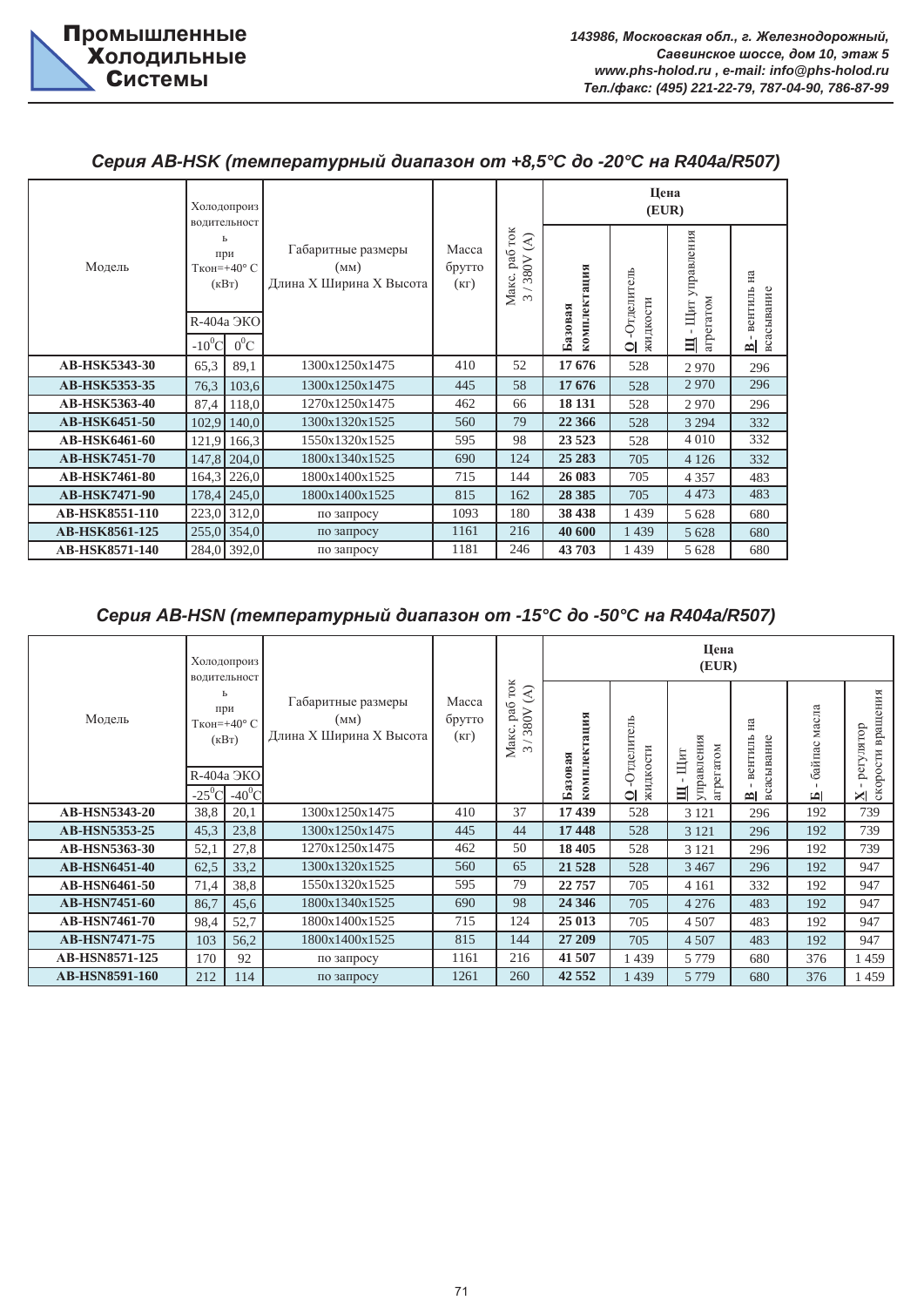### Серия AB-HSK (температурный диапазон от +8,5°С до -20°С на R404a/R507)

| Модель | Холодопроизводительность при Ткон=+40° С (кВт) R-404а ЭКО | | Габаритные размеры (мм) Длина X Ширина X Высота | Масса брутто (кг) | Макс. раб ток 3 / 380V (A) | Цена (EUR) | | | |
|---|---|---|---|---|---|---|---|---|---|
| | $-10^0C$ | $0^0C$ | | | | Базовая комплектация | О -Отделитель жидкости | Щ - Щит управления агрегатом | В - вентиль на всасывание |
| AB-HSK5343-30 | 65,3 | 89,1 | 1300x1250x1475 | 410 | 52 | **17 676** | 528 | 2 970 | 296 |
| AB-HSK5353-35 | 76,3 | 103,6 | 1300x1250x1475 | 445 | 58 | **17 676** | 528 | 2 970 | 296 |
| AB-HSK5363-40 | 87,4 | 118,0 | 1270x1250x1475 | 462 | 66 | **18 131** | 528 | 2 970 | 296 |
| AB-HSK6451-50 | 102,9 | 140,0 | 1300x1320x1525 | 560 | 79 | **22 366** | 528 | 3 294 | 332 |
| AB-HSK6461-60 | 121,9 | 166,3 | 1550x1320x1525 | 595 | 98 | **23 523** | 528 | 4 010 | 332 |
| AB-HSK7451-70 | 147,8 | 204,0 | 1800x1340x1525 | 690 | 124 | **25 283** | 705 | 4 126 | 332 |
| AB-HSK7461-80 | 164,3 | 226,0 | 1800x1400x1525 | 715 | 144 | **26 083** | 705 | 4 357 | 483 |
| AB-HSK7471-90 | 178,4 | 245,0 | 1800x1400x1525 | 815 | 162 | **28 385** | 705 | 4 473 | 483 |
| AB-HSK8551-110 | 223,0 | 312,0 | по запросу | 1093 | 180 | **38 438** | 1 439 | 5 628 | 680 |
| AB-HSK8561-125 | 255,0 | 354,0 | по запросу | 1161 | 216 | **40 600** | 1 439 | 5 628 | 680 |
| AB-HSK8571-140 | 284,0 | 392,0 | по запросу | 1181 | 246 | **43 703** | 1 439 | 5 628 | 680 |

### Серия AB-HSN (температурный диапазон от -15°С до -50°С на R404a/R507)

| Модель | Холодопроизводительность при Ткон=+40° С (кВт) R-404а ЭКО | | Габаритные размеры (мм) Длина X Ширина X Высота | Масса брутто (кг) | Макс. раб ток 3 / 380V (A) | Цена (EUR) | | | | | |
|---|---|---|---|---|---|---|---|---|---|---|---|
| | $-25^0C$ | $-40^0C$ | | | | Базовая комплектация | О -Отделитель жидкости | Щ - Щит управления агрегатом | В - вентиль на всасывание | Б - байпас масла | Х - регулятор скорости вращения |
| AB-HSN5343-20 | 38,8 | 20,1 | 1300x1250x1475 | 410 | 37 | **17 439** | 528 | 3 121 | 296 | 192 | 739 |
| AB-HSN5353-25 | 45,3 | 23,8 | 1300x1250x1475 | 445 | 44 | **17 448** | 528 | 3 121 | 296 | 192 | 739 |
| AB-HSN5363-30 | 52,1 | 27,8 | 1270x1250x1475 | 462 | 50 | **18 405** | 528 | 3 121 | 296 | 192 | 739 |
| AB-HSN6451-40 | 62,5 | 33,2 | 1300x1320x1525 | 560 | 65 | **21 528** | 528 | 3 467 | 296 | 192 | 947 |
| AB-HSN6461-50 | 71,4 | 38,8 | 1550x1320x1525 | 595 | 79 | **22 757** | 705 | 4 161 | 332 | 192 | 947 |
| AB-HSN7451-60 | 86,7 | 45,6 | 1800x1340x1525 | 690 | 98 | **24 346** | 705 | 4 276 | 483 | 192 | 947 |
| AB-HSN7461-70 | 98,4 | 52,7 | 1800x1400x1525 | 715 | 124 | **25 013** | 705 | 4 507 | 483 | 192 | 947 |
| AB-HSN7471-75 | 103 | 56,2 | 1800x1400x1525 | 815 | 144 | **27 209** | 705 | 4 507 | 483 | 192 | 947 |
| AB-HSN8571-125 | 170 | 92 | по запросу | 1161 | 216 | **41 507** | 1 439 | 5 779 | 680 | 376 | 1 459 |
| AB-HSN8591-160 | 212 | 114 | по запросу | 1261 | 260 | **42 552** | 1 439 | 5 779 | 680 | 376 | 1 459 |